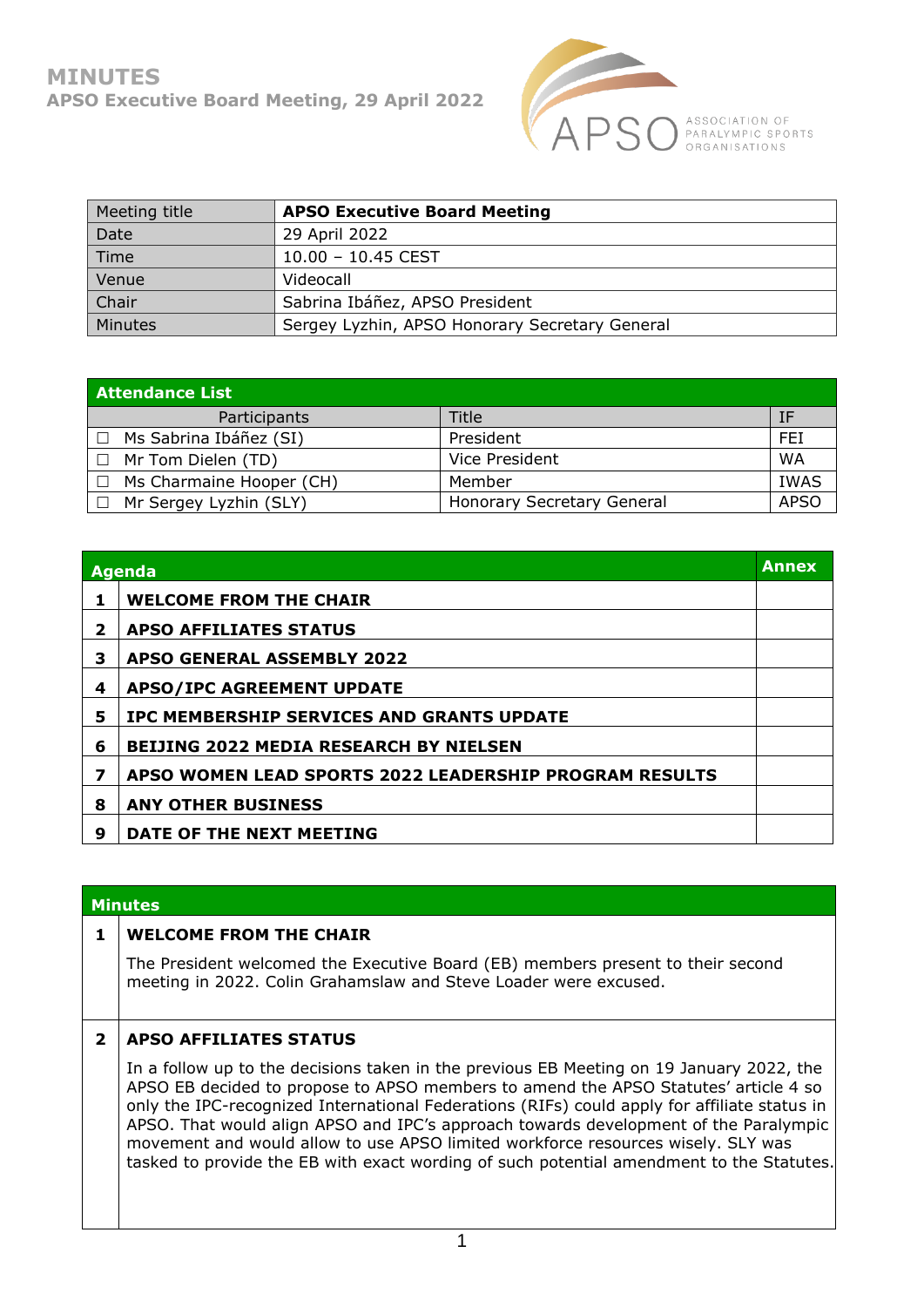# MINUTES

## APSO Executive Board Meeting, 29 April 2022

| Meeting title | APSO Executive Board Meeting |
|---|---|
| Date | 29 April 2022 |
| Time | 10.00 – 10.45 CEST |
| Venue | Videocall |
| Chair | Sabrina Ibáñez, APSO President |
| Minutes | Sergey Lyzhin, APSO Honorary Secretary General |

| Attendance List | | |
|---|---|---|
| Participants | Title | IF |
| ☐ Ms Sabrina Ibáñez (SI) | President | FEI |
| ☐ Mr Tom Dielen (TD) | Vice President | WA |
| ☐ Ms Charmaine Hooper (CH) | Member | IWAS |
| ☐ Mr Sergey Lyzhin (SLY) | Honorary Secretary General | APSO |

| | Agenda | Annex |
|---|---|---|
| 1 | WELCOME FROM THE CHAIR | |
| 2 | APSO AFFILIATES STATUS | |
| 3 | APSO GENERAL ASSEMBLY 2022 | |
| 4 | APSO/IPC AGREEMENT UPDATE | |
| 5 | IPC MEMBERSHIP SERVICES AND GRANTS UPDATE | |
| 6 | BEIJING 2022 MEDIA RESEARCH BY NIELSEN | |
| 7 | APSO WOMEN LEAD SPORTS 2022 LEADERSHIP PROGRAM RESULTS | |
| 8 | ANY OTHER BUSINESS | |
| 9 | DATE OF THE NEXT MEETING | |

## Minutes

### 1 WELCOME FROM THE CHAIR

The President welcomed the Executive Board (EB) members present to their second meeting in 2022. Colin Grahamslaw and Steve Loader were excused.

### 2 APSO AFFILIATES STATUS

In a follow up to the decisions taken in the previous EB Meeting on 19 January 2022, the APSO EB decided to propose to APSO members to amend the APSO Statutes' article 4 so only the IPC-recognized International Federations (RIFs) could apply for affiliate status in APSO. That would align APSO and IPC's approach towards development of the Paralympic movement and would allow to use APSO limited workforce resources wisely. SLY was tasked to provide the EB with exact wording of such potential amendment to the Statutes.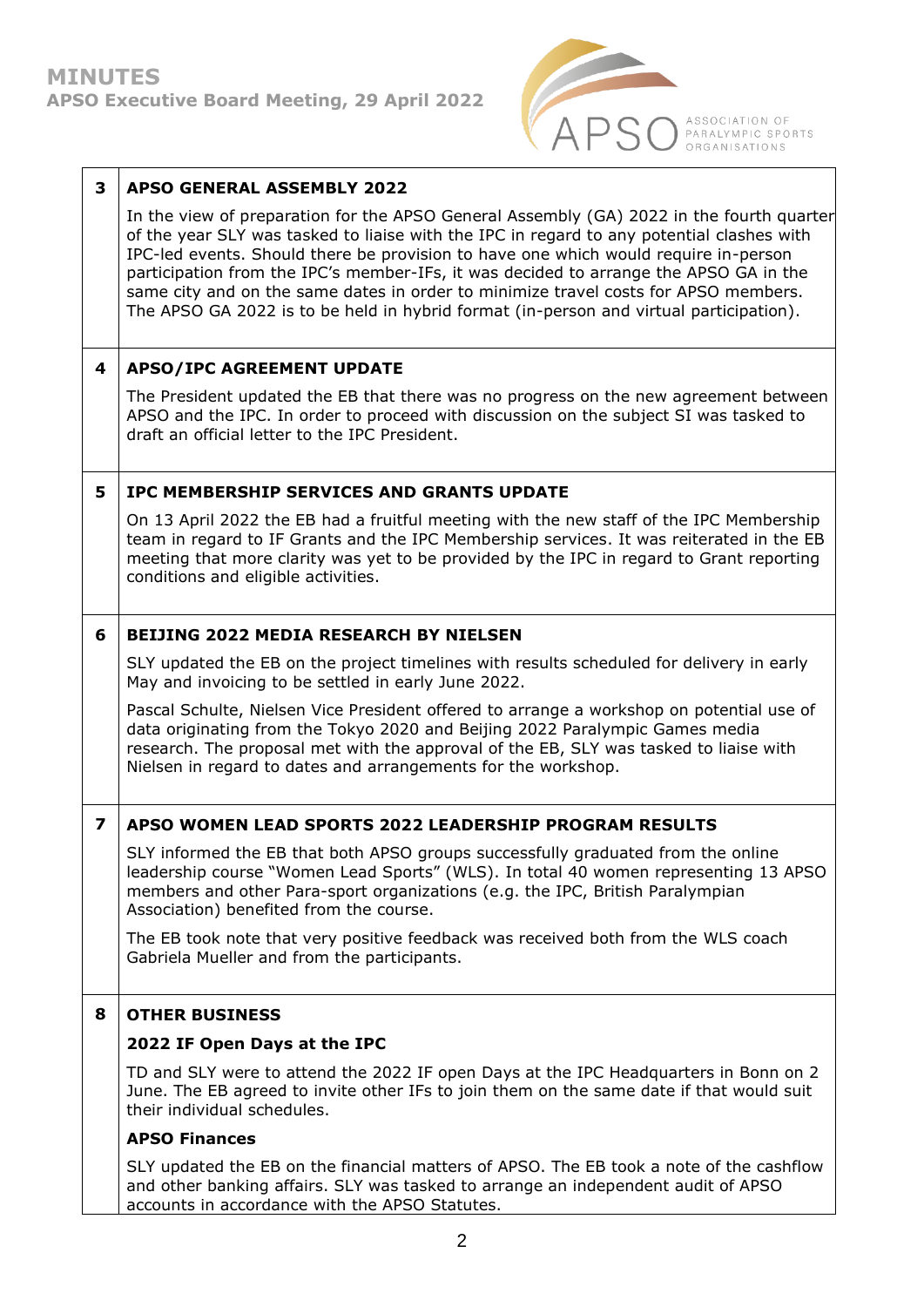## 3 APSO GENERAL ASSEMBLY 2022

In the view of preparation for the APSO General Assembly (GA) 2022 in the fourth quarter of the year SLY was tasked to liaise with the IPC in regard to any potential clashes with IPC-led events. Should there be provision to have one which would require in-person participation from the IPC's member-IFs, it was decided to arrange the APSO GA in the same city and on the same dates in order to minimize travel costs for APSO members. The APSO GA 2022 is to be held in hybrid format (in-person and virtual participation).

## 4 APSO/IPC AGREEMENT UPDATE

The President updated the EB that there was no progress on the new agreement between APSO and the IPC. In order to proceed with discussion on the subject SI was tasked to draft an official letter to the IPC President.

## 5 IPC MEMBERSHIP SERVICES AND GRANTS UPDATE

On 13 April 2022 the EB had a fruitful meeting with the new staff of the IPC Membership team in regard to IF Grants and the IPC Membership services. It was reiterated in the EB meeting that more clarity was yet to be provided by the IPC in regard to Grant reporting conditions and eligible activities.

## 6 BEIJING 2022 MEDIA RESEARCH BY NIELSEN

SLY updated the EB on the project timelines with results scheduled for delivery in early May and invoicing to be settled in early June 2022.

Pascal Schulte, Nielsen Vice President offered to arrange a workshop on potential use of data originating from the Tokyo 2020 and Beijing 2022 Paralympic Games media research. The proposal met with the approval of the EB, SLY was tasked to liaise with Nielsen in regard to dates and arrangements for the workshop.

## 7 APSO WOMEN LEAD SPORTS 2022 LEADERSHIP PROGRAM RESULTS

SLY informed the EB that both APSO groups successfully graduated from the online leadership course "Women Lead Sports" (WLS). In total 40 women representing 13 APSO members and other Para-sport organizations (e.g. the IPC, British Paralympian Association) benefited from the course.

The EB took note that very positive feedback was received both from the WLS coach Gabriela Mueller and from the participants.

## 8 OTHER BUSINESS

### 2022 IF Open Days at the IPC

TD and SLY were to attend the 2022 IF open Days at the IPC Headquarters in Bonn on 2 June. The EB agreed to invite other IFs to join them on the same date if that would suit their individual schedules.

### APSO Finances

SLY updated the EB on the financial matters of APSO. The EB took a note of the cashflow and other banking affairs. SLY was tasked to arrange an independent audit of APSO accounts in accordance with the APSO Statutes.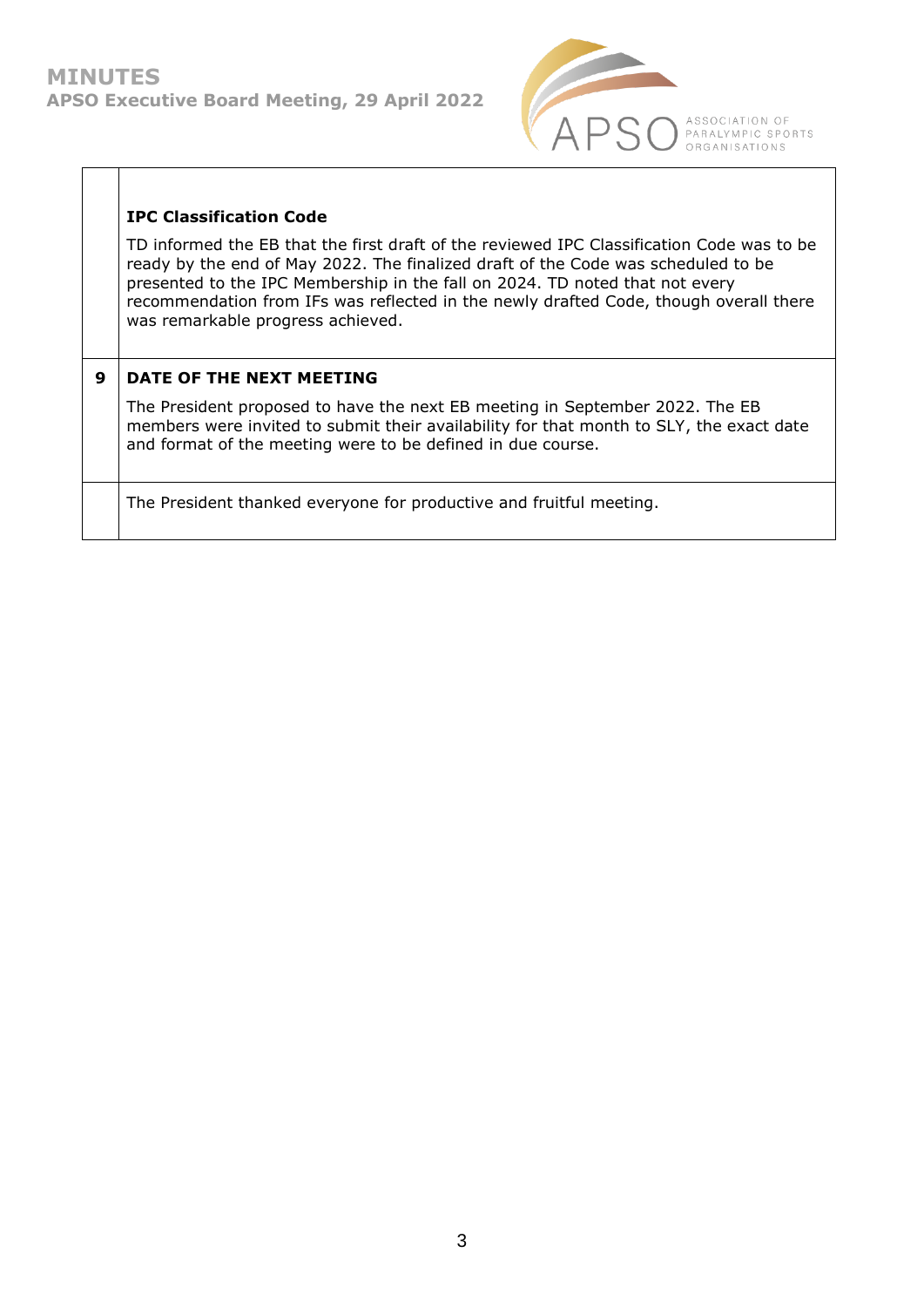| | |
|---|---|
| | **IPC Classification Code**<br><br>TD informed the EB that the first draft of the reviewed IPC Classification Code was to be ready by the end of May 2022. The finalized draft of the Code was scheduled to be presented to the IPC Membership in the fall on 2024. TD noted that not every recommendation from IFs was reflected in the newly drafted Code, though overall there was remarkable progress achieved. |
| **9** | **DATE OF THE NEXT MEETING**<br><br>The President proposed to have the next EB meeting in September 2022. The EB members were invited to submit their availability for that month to SLY, the exact date and format of the meeting were to be defined in due course. |
| | The President thanked everyone for productive and fruitful meeting. |